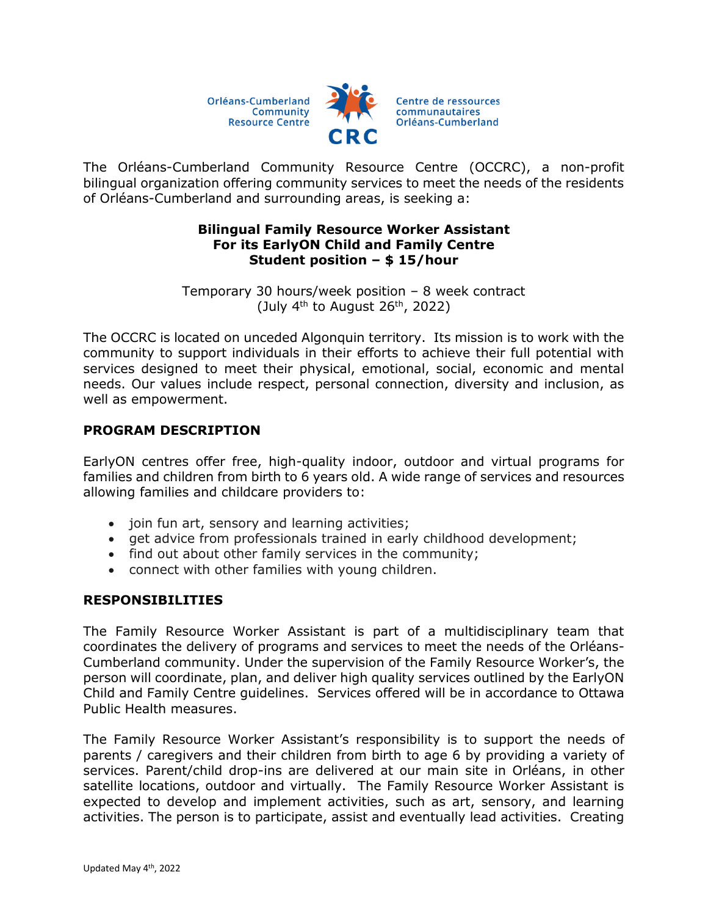Orléans-Cumberland Community Resource Centre

CRC

Centre de ressources communautaires Orléans-Cumberland

The Orléans-Cumberland Community Resource Centre (OCCRC), a non-profit bilingual organization offering community services to meet the needs of the residents of Orléans-Cumberland and surrounding areas, is seeking a:

**Bilingual Family Resource Worker Assistant**
**For its EarlyON Child and Family Centre**
**Student position – $ 15/hour**

Temporary 30 hours/week position – 8 week contract
(July 4th to August 26th, 2022)

The OCCRC is located on unceded Algonquin territory. Its mission is to work with the community to support individuals in their efforts to achieve their full potential with services designed to meet their physical, emotional, social, economic and mental needs. Our values include respect, personal connection, diversity and inclusion, as well as empowerment.

## PROGRAM DESCRIPTION

EarlyON centres offer free, high-quality indoor, outdoor and virtual programs for families and children from birth to 6 years old. A wide range of services and resources allowing families and childcare providers to:

- join fun art, sensory and learning activities;
- get advice from professionals trained in early childhood development;
- find out about other family services in the community;
- connect with other families with young children.

## RESPONSIBILITIES

The Family Resource Worker Assistant is part of a multidisciplinary team that coordinates the delivery of programs and services to meet the needs of the Orléans-Cumberland community. Under the supervision of the Family Resource Worker's, the person will coordinate, plan, and deliver high quality services outlined by the EarlyON Child and Family Centre guidelines. Services offered will be in accordance to Ottawa Public Health measures.

The Family Resource Worker Assistant's responsibility is to support the needs of parents / caregivers and their children from birth to age 6 by providing a variety of services. Parent/child drop-ins are delivered at our main site in Orléans, in other satellite locations, outdoor and virtually. The Family Resource Worker Assistant is expected to develop and implement activities, such as art, sensory, and learning activities. The person is to participate, assist and eventually lead activities. Creating

Updated May 4th, 2022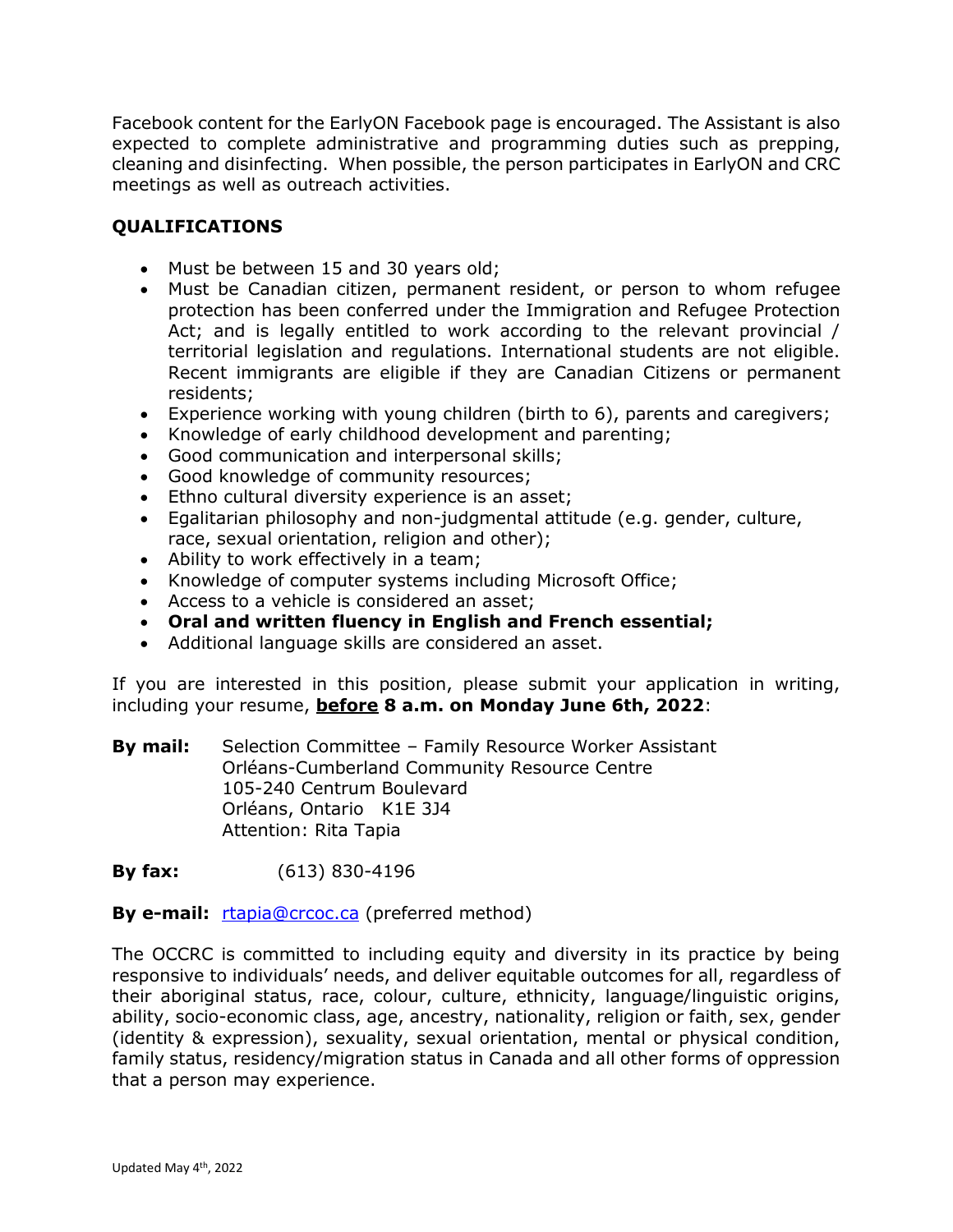Facebook content for the EarlyON Facebook page is encouraged. The Assistant is also expected to complete administrative and programming duties such as prepping, cleaning and disinfecting. When possible, the person participates in EarlyON and CRC meetings as well as outreach activities.

**QUALIFICATIONS**

- Must be between 15 and 30 years old;
- Must be Canadian citizen, permanent resident, or person to whom refugee protection has been conferred under the Immigration and Refugee Protection Act; and is legally entitled to work according to the relevant provincial / territorial legislation and regulations. International students are not eligible. Recent immigrants are eligible if they are Canadian Citizens or permanent residents;
- Experience working with young children (birth to 6), parents and caregivers;
- Knowledge of early childhood development and parenting;
- Good communication and interpersonal skills;
- Good knowledge of community resources;
- Ethno cultural diversity experience is an asset;
- Egalitarian philosophy and non-judgmental attitude (e.g. gender, culture, race, sexual orientation, religion and other);
- Ability to work effectively in a team;
- Knowledge of computer systems including Microsoft Office;
- Access to a vehicle is considered an asset;
- **Oral and written fluency in English and French essential;**
- Additional language skills are considered an asset.

If you are interested in this position, please submit your application in writing, including your resume, **before 8 a.m. on Monday June 6th, 2022**:

**By mail:** Selection Committee – Family Resource Worker Assistant
Orléans-Cumberland Community Resource Centre
105-240 Centrum Boulevard
Orléans, Ontario K1E 3J4
Attention: Rita Tapia

**By fax:** (613) 830-4196

**By e-mail:** rtapia@crcoc.ca (preferred method)

The OCCRC is committed to including equity and diversity in its practice by being responsive to individuals' needs, and deliver equitable outcomes for all, regardless of their aboriginal status, race, colour, culture, ethnicity, language/linguistic origins, ability, socio-economic class, age, ancestry, nationality, religion or faith, sex, gender (identity & expression), sexuality, sexual orientation, mental or physical condition, family status, residency/migration status in Canada and all other forms of oppression that a person may experience.

Updated May 4th, 2022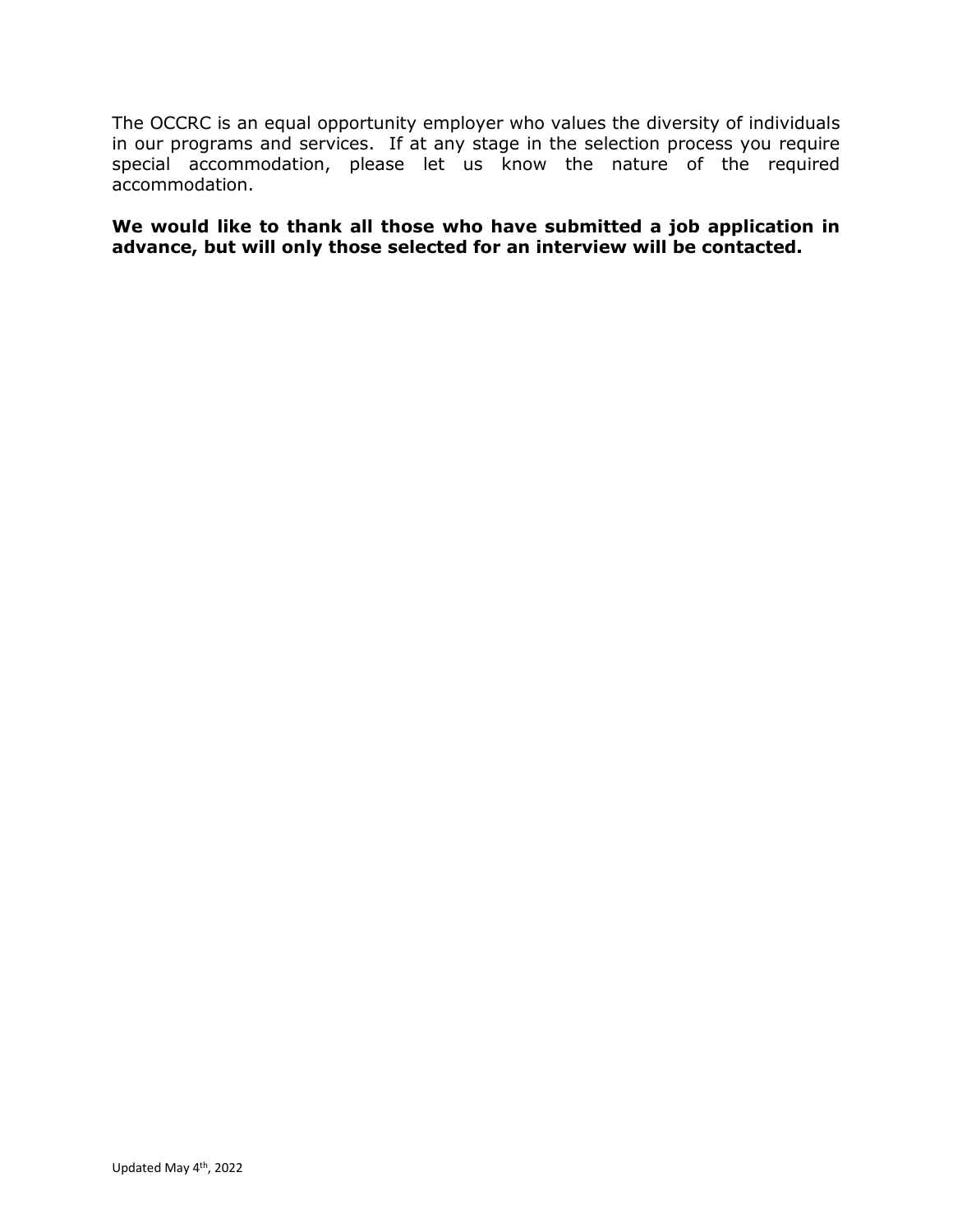The OCCRC is an equal opportunity employer who values the diversity of individuals in our programs and services. If at any stage in the selection process you require special accommodation, please let us know the nature of the required accommodation.

**We would like to thank all those who have submitted a job application in advance, but will only those selected for an interview will be contacted.**

Updated May 4th, 2022